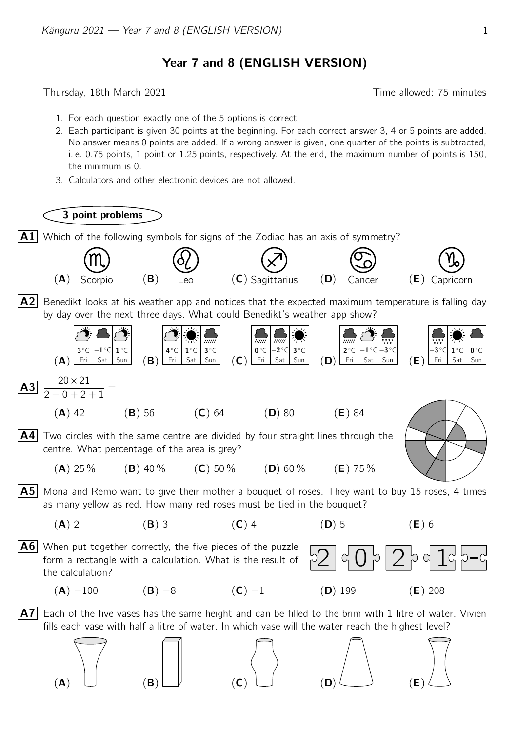# Year 7 and 8 (ENGLISH VERSION)

Thursday, 18th March 2021 Time allowed: 75 minutes

1. For each question exactly one of the 5 options is correct.
2. Each participant is given 30 points at the beginning. For each correct answer 3, 4 or 5 points are added. No answer means 0 points are added. If a wrong answer is given, one quarter of the points is subtracted, i. e. 0.75 points, 1 point or 1.25 points, respectively. At the end, the maximum number of points is 150, the minimum is 0.
3. Calculators and other electronic devices are not allowed.

## 3 point problems

**A1** Which of the following symbols for signs of the Zodiac has an axis of symmetry?

(**A**) Scorpio (**B**) Leo (**C**) Sagittarius (**D**) Cancer (**E**) Capricorn

**A2** Benedikt looks at his weather app and notices that the expected maximum temperature is falling day by day over the next three days. What could Benedikt's weather app show?

(**A**)

| Fri | Sat | Sun |
|---|---|---|
| 3 °C | −1 °C | 1 °C |

(**B**)

| Fri | Sat | Sun |
|---|---|---|
| 4 °C | 1 °C | 3 °C |

(**C**)

| Fri | Sat | Sun |
|---|---|---|
| 0 °C | −2 °C | 3 °C |

(**D**)

| Fri | Sat | Sun |
|---|---|---|
| 2 °C | −1 °C | −3 °C |

(**E**)

| Fri | Sat | Sun |
|---|---|---|
| −3 °C | 1 °C | 0 °C |

**A3** $\dfrac{20 \times 21}{2+0+2+1} =$

(**A**) 42 (**B**) 56 (**C**) 64 (**D**) 80 (**E**) 84

**A4** Two circles with the same centre are divided by four straight lines through the centre. What percentage of the area is grey?

(**A**) 25 % (**B**) 40 % (**C**) 50 % (**D**) 60 % (**E**) 75 %

**A5** Mona and Remo want to give their mother a bouquet of roses. They want to buy 15 roses, 4 times as many yellow as red. How many red roses must be tied in the bouquet?

(**A**) 2 (**B**) 3 (**C**) 4 (**D**) 5 (**E**) 6

**A6** When put together correctly, the five pieces of the puzzle form a rectangle with a calculation. What is the result of the calculation?

2 0 2 1 −

(**A**) −100 (**B**) −8 (**C**) −1 (**D**) 199 (**E**) 208

**A7** Each of the five vases has the same height and can be filled to the brim with 1 litre of water. Vivien fills each vase with half a litre of water. In which vase will the water reach the highest level?

(**A**) (**B**) (**C**) (**D**) (**E**)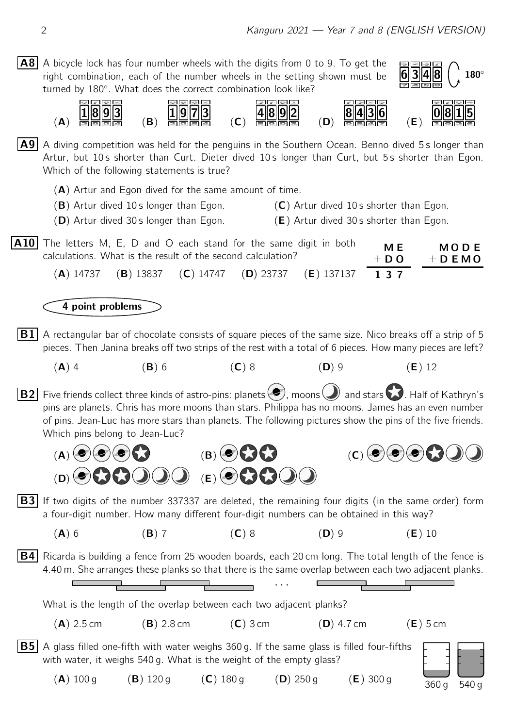**A8** A bicycle lock has four number wheels with the digits from 0 to 9. To get the right combination, each of the number wheels in the setting shown must be turned by 180°. What does the correct combination look like?

6348 ↻ 180°

(**A**) 1893 (**B**) 1973 (**C**) 4892 (**D**) 8436 (**E**) 0815

**A9** A diving competition was held for the penguins in the Southern Ocean. Benno dived 5 s longer than Artur, but 10 s shorter than Curt. Dieter dived 10 s longer than Curt, but 5 s shorter than Egon. Which of the following statements is true?

(**A**) Artur and Egon dived for the same amount of time.

(**B**) Artur dived 10 s longer than Egon. (**C**) Artur dived 10 s shorter than Egon.

(**D**) Artur dived 30 s longer than Egon. (**E**) Artur dived 30 s shorter than Egon.

**A10** The letters M, E, D and O each stand for the same digit in both calculations. What is the result of the second calculation?

$$\begin{array}{r} \text{ME} \\ +\,\text{DO} \\ \hline 137 \end{array} \qquad \begin{array}{r} \text{MODE} \\ +\,\text{DEMO} \\ \hline \end{array}$$

(**A**) 14737 (**B**) 13837 (**C**) 14747 (**D**) 23737 (**E**) 137137

## 4 point problems

**B1** A rectangular bar of chocolate consists of square pieces of the same size. Nico breaks off a strip of 5 pieces. Then Janina breaks off two strips of the rest with a total of 6 pieces. How many pieces are left?

(**A**) 4 (**B**) 6 (**C**) 8 (**D**) 9 (**E**) 12

**B2** Five friends collect three kinds of astro-pins: planets, moons and stars. Half of Kathryn's pins are planets. Chris has more moons than stars. Philippa has no moons. James has an even number of pins. Jean-Luc has more stars than planets. The following pictures show the pins of the five friends. Which pins belong to Jean-Luc?

(**A**) 3 planets, 1 star (**B**) 1 planet, 2 stars (**C**) 3 planets, 1 star, 2 moons

(**D**) 1 planet, 2 stars, 3 moons (**E**) 1 planet, 2 stars, 2 moons

**B3** If two digits of the number 337337 are deleted, the remaining four digits (in the same order) form a four-digit number. How many different four-digit numbers can be obtained in this way?

(**A**) 6 (**B**) 7 (**C**) 8 (**D**) 9 (**E**) 10

**B4** Ricarda is building a fence from 25 wooden boards, each 20 cm long. The total length of the fence is 4.40 m. She arranges these planks so that there is the same overlap between each two adjacent planks.

What is the length of the overlap between each two adjacent planks?

(**A**) 2.5 cm (**B**) 2.8 cm (**C**) 3 cm (**D**) 4.7 cm (**E**) 5 cm

**B5** A glass filled one-fifth with water weighs 360 g. If the same glass is filled four-fifths with water, it weighs 540 g. What is the weight of the empty glass?

(**A**) 100 g (**B**) 120 g (**C**) 180 g (**D**) 250 g (**E**) 300 g

360 g 540 g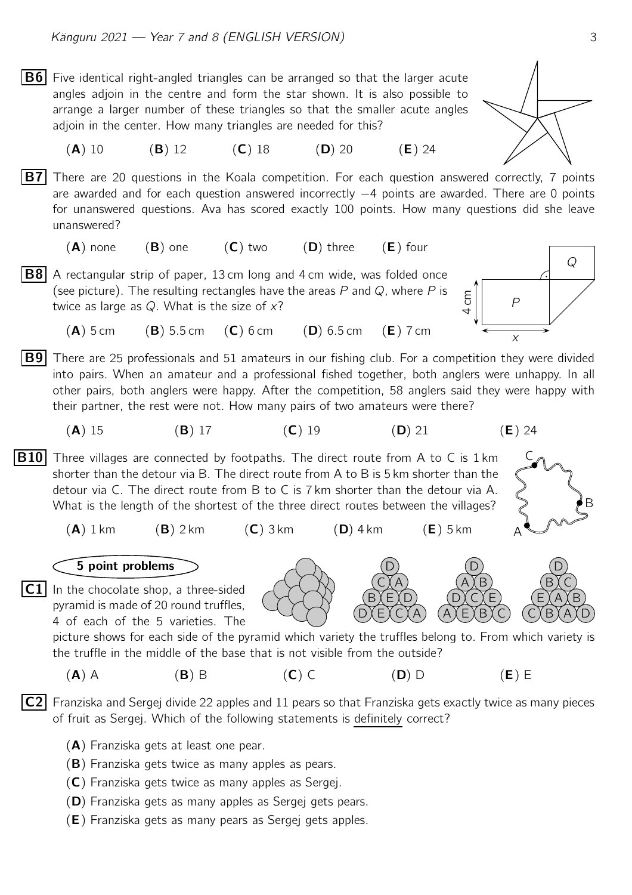**B6** Five identical right-angled triangles can be arranged so that the larger acute angles adjoin in the centre and form the star shown. It is also possible to arrange a larger number of these triangles so that the smaller acute angles adjoin in the center. How many triangles are needed for this?

(**A**) 10 (**B**) 12 (**C**) 18 (**D**) 20 (**E**) 24

**B7** There are 20 questions in the Koala competition. For each question answered correctly, 7 points are awarded and for each question answered incorrectly $-4$ points are awarded. There are 0 points for unanswered questions. Ava has scored exactly 100 points. How many questions did she leave unanswered?

(**A**) none (**B**) one (**C**) two (**D**) three (**E**) four

**B8** A rectangular strip of paper, 13 cm long and 4 cm wide, was folded once (see picture). The resulting rectangles have the areas $P$ and $Q$, where $P$ is twice as large as $Q$. What is the size of $x$?

(**A**) 5 cm (**B**) 5.5 cm (**C**) 6 cm (**D**) 6.5 cm (**E**) 7 cm

**B9** There are 25 professionals and 51 amateurs in our fishing club. For a competition they were divided into pairs. When an amateur and a professional fished together, both anglers were unhappy. In all other pairs, both anglers were happy. After the competition, 58 anglers said they were happy with their partner, the rest were not. How many pairs of two amateurs were there?

(**A**) 15 (**B**) 17 (**C**) 19 (**D**) 21 (**E**) 24

**B10** Three villages are connected by footpaths. The direct route from A to C is 1 km shorter than the detour via B. The direct route from A to B is 5 km shorter than the detour via C. The direct route from B to C is 7 km shorter than the detour via A. What is the length of the shortest of the three direct routes between the villages?

(**A**) 1 km (**B**) 2 km (**C**) 3 km (**D**) 4 km (**E**) 5 km

## 5 point problems

**C1** In the chocolate shop, a three-sided pyramid is made of 20 round truffles, 4 of each of the 5 varieties. The picture shows for each side of the pyramid which variety the truffles belong to. From which variety is the truffle in the middle of the base that is not visible from the outside?

(**A**) A (**B**) B (**C**) C (**D**) D (**E**) E

**C2** Franziska and Sergej divide 22 apples and 11 pears so that Franziska gets exactly twice as many pieces of fruit as Sergej. Which of the following statements is definitely correct?

(**A**) Franziska gets at least one pear.

(**B**) Franziska gets twice as many apples as pears.

(**C**) Franziska gets twice as many apples as Sergej.

(**D**) Franziska gets as many apples as Sergej gets pears.

(**E**) Franziska gets as many pears as Sergej gets apples.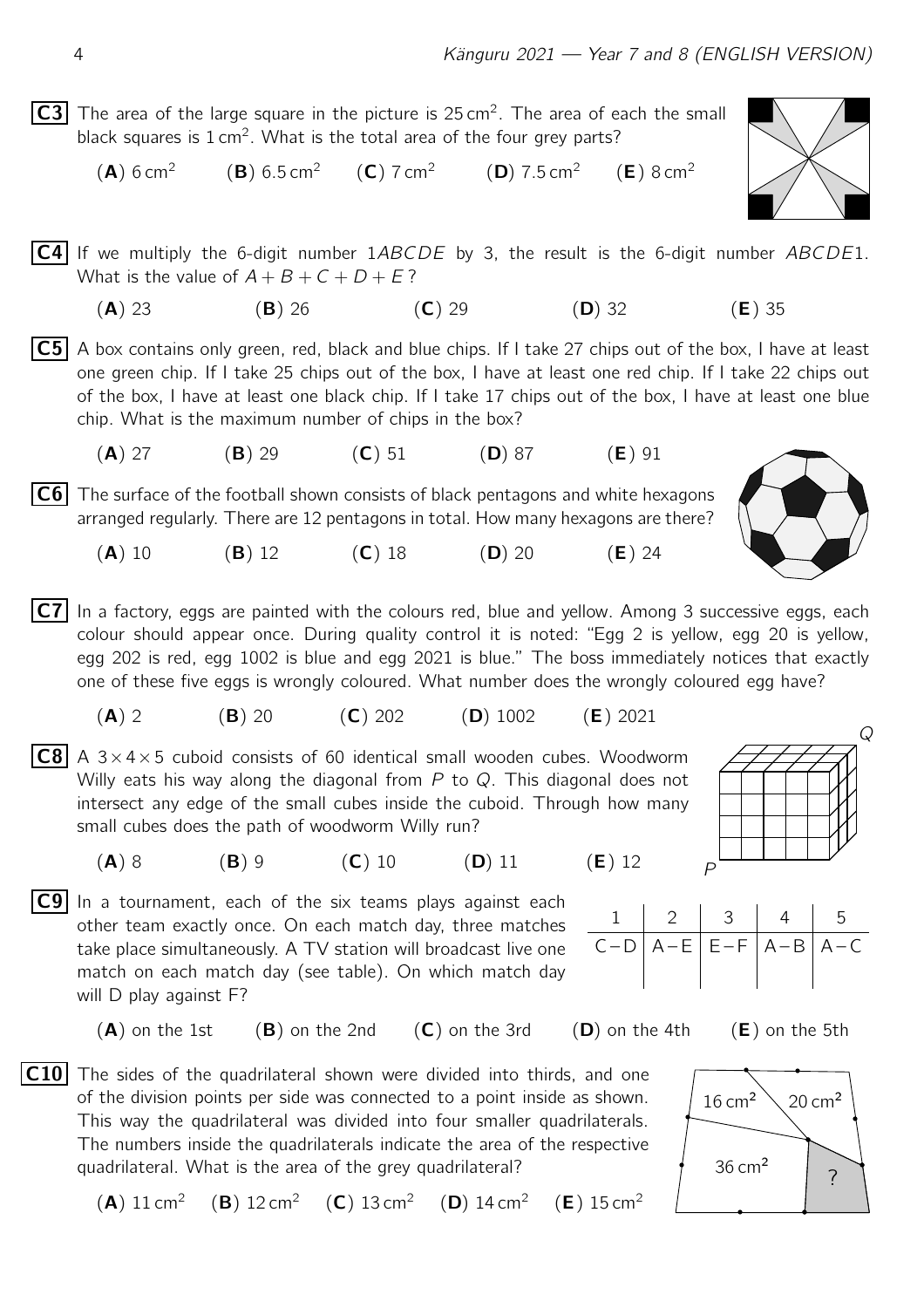**C3** The area of the large square in the picture is $25\,\text{cm}^2$. The area of each the small black squares is $1\,\text{cm}^2$. What is the total area of the four grey parts?

(**A**) $6\,\text{cm}^2$ (**B**) $6.5\,\text{cm}^2$ (**C**) $7\,\text{cm}^2$ (**D**) $7.5\,\text{cm}^2$ (**E**) $8\,\text{cm}^2$

**C4** If we multiply the 6-digit number $1ABCDE$ by 3, the result is the 6-digit number $ABCDE1$. What is the value of $A + B + C + D + E$?

(**A**) 23 (**B**) 26 (**C**) 29 (**D**) 32 (**E**) 35

**C5** A box contains only green, red, black and blue chips. If I take 27 chips out of the box, I have at least one green chip. If I take 25 chips out of the box, I have at least one red chip. If I take 22 chips out of the box, I have at least one black chip. If I take 17 chips out of the box, I have at least one blue chip. What is the maximum number of chips in the box?

(**A**) 27 (**B**) 29 (**C**) 51 (**D**) 87 (**E**) 91

**C6** The surface of the football shown consists of black pentagons and white hexagons arranged regularly. There are 12 pentagons in total. How many hexagons are there?

(**A**) 10 (**B**) 12 (**C**) 18 (**D**) 20 (**E**) 24

**C7** In a factory, eggs are painted with the colours red, blue and yellow. Among 3 successive eggs, each colour should appear once. During quality control it is noted: "Egg 2 is yellow, egg 20 is yellow, egg 202 is red, egg 1002 is blue and egg 2021 is blue." The boss immediately notices that exactly one of these five eggs is wrongly coloured. What number does the wrongly coloured egg have?

(**A**) 2 (**B**) 20 (**C**) 202 (**D**) 1002 (**E**) 2021

**C8** A $3 \times 4 \times 5$ cuboid consists of 60 identical small wooden cubes. Woodworm Willy eats his way along the diagonal from $P$ to $Q$. This diagonal does not intersect any edge of the small cubes inside the cuboid. Through how many small cubes does the path of woodworm Willy run?

(**A**) 8 (**B**) 9 (**C**) 10 (**D**) 11 (**E**) 12

**C9** In a tournament, each of the six teams plays against each other team exactly once. On each match day, three matches take place simultaneously. A TV station will broadcast live one match on each match day (see table). On which match day will D play against F?

| 1 | 2 | 3 | 4 | 5 |
|---|---|---|---|---|
| C–D | A–E | E–F | A–B | A–C |
| | | | | |

(**A**) on the 1st (**B**) on the 2nd (**C**) on the 3rd (**D**) on the 4th (**E**) on the 5th

**C10** The sides of the quadrilateral shown were divided into thirds, and one of the division points per side was connected to a point inside as shown. This way the quadrilateral was divided into four smaller quadrilaterals. The numbers inside the quadrilaterals indicate the area of the respective quadrilateral. What is the area of the grey quadrilateral?

16 cm²
20 cm²
36 cm²
?

(**A**) $11\,\text{cm}^2$ (**B**) $12\,\text{cm}^2$ (**C**) $13\,\text{cm}^2$ (**D**) $14\,\text{cm}^2$ (**E**) $15\,\text{cm}^2$